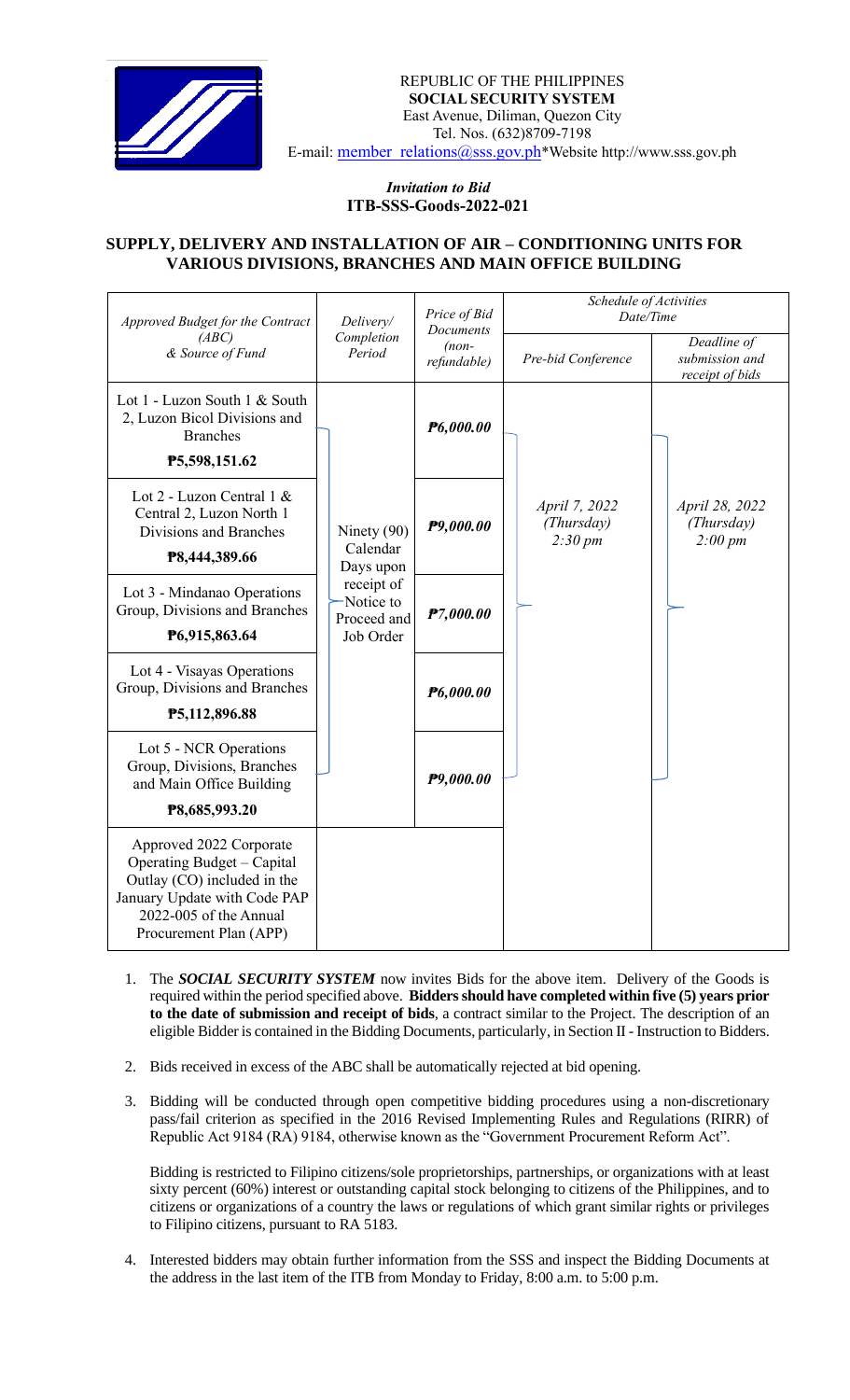REPUBLIC OF THE PHILIPPINES
**SOCIAL SECURITY SYSTEM**
East Avenue, Diliman, Quezon City
Tel. Nos. (632)8709-7198
E-mail: member_relations@sss.gov.ph*Website http://www.sss.gov.ph

*Invitation to Bid*
**ITB-SSS-Goods-2022-021**

## SUPPLY, DELIVERY AND INSTALLATION OF AIR – CONDITIONING UNITS FOR VARIOUS DIVISIONS, BRANCHES AND MAIN OFFICE BUILDING

| *Approved Budget for the Contract (ABC) & Source of Fund* | *Delivery/ Completion Period* | *Price of Bid Documents (non-refundable)* | *Schedule of Activities Date/Time* | |
|---|---|---|---|---|
| | | | *Pre-bid Conference* | *Deadline of submission and receipt of bids* |
| Lot 1 - Luzon South 1 & South 2, Luzon Bicol Divisions and Branches **₱5,598,151.62** | Ninety (90) Calendar Days upon receipt of Notice to Proceed and Job Order | ***₱6,000.00*** | *April 7, 2022 (Thursday) 2:30 pm* | *April 28, 2022 (Thursday) 2:00 pm* |
| Lot 2 - Luzon Central 1 & Central 2, Luzon North 1 Divisions and Branches **₱8,444,389.66** | | ***₱9,000.00*** | | |
| Lot 3 - Mindanao Operations Group, Divisions and Branches **₱6,915,863.64** | | ***₱7,000.00*** | | |
| Lot 4 - Visayas Operations Group, Divisions and Branches **₱5,112,896.88** | | ***₱6,000.00*** | | |
| Lot 5 - NCR Operations Group, Divisions, Branches and Main Office Building **₱8,685,993.20** | | ***₱9,000.00*** | | |
| Approved 2022 Corporate Operating Budget – Capital Outlay (CO) included in the January Update with Code PAP 2022-005 of the Annual Procurement Plan (APP) | | | | |

1. The ***SOCIAL SECURITY SYSTEM*** now invites Bids for the above item. Delivery of the Goods is required within the period specified above. **Bidders should have completed within five (5) years prior to the date of submission and receipt of bids**, a contract similar to the Project. The description of an eligible Bidder is contained in the Bidding Documents, particularly, in Section II - Instruction to Bidders.

2. Bids received in excess of the ABC shall be automatically rejected at bid opening.

3. Bidding will be conducted through open competitive bidding procedures using a non-discretionary pass/fail criterion as specified in the 2016 Revised Implementing Rules and Regulations (RIRR) of Republic Act 9184 (RA) 9184, otherwise known as the "Government Procurement Reform Act".

   Bidding is restricted to Filipino citizens/sole proprietorships, partnerships, or organizations with at least sixty percent (60%) interest or outstanding capital stock belonging to citizens of the Philippines, and to citizens or organizations of a country the laws or regulations of which grant similar rights or privileges to Filipino citizens, pursuant to RA 5183.

4. Interested bidders may obtain further information from the SSS and inspect the Bidding Documents at the address in the last item of the ITB from Monday to Friday, 8:00 a.m. to 5:00 p.m.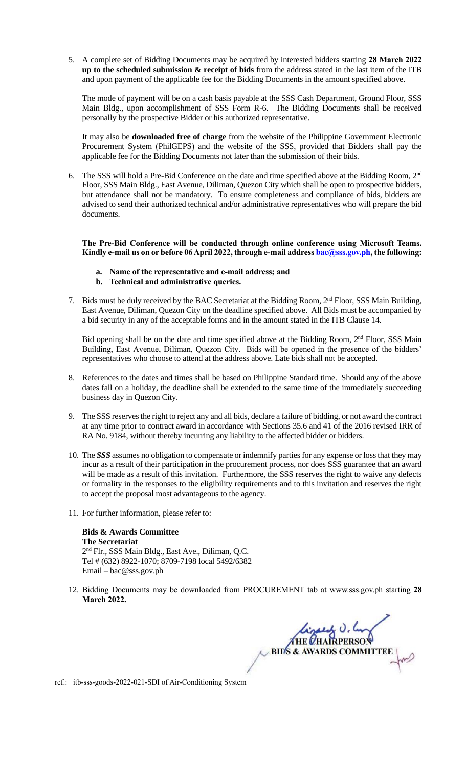5. A complete set of Bidding Documents may be acquired by interested bidders starting **28 March 2022 up to the scheduled submission & receipt of bids** from the address stated in the last item of the ITB and upon payment of the applicable fee for the Bidding Documents in the amount specified above.

   The mode of payment will be on a cash basis payable at the SSS Cash Department, Ground Floor, SSS Main Bldg., upon accomplishment of SSS Form R-6. The Bidding Documents shall be received personally by the prospective Bidder or his authorized representative.

   It may also be **downloaded free of charge** from the website of the Philippine Government Electronic Procurement System (PhilGEPS) and the website of the SSS, provided that Bidders shall pay the applicable fee for the Bidding Documents not later than the submission of their bids.

6. The SSS will hold a Pre-Bid Conference on the date and time specified above at the Bidding Room, 2nd Floor, SSS Main Bldg., East Avenue, Diliman, Quezon City which shall be open to prospective bidders, but attendance shall not be mandatory. To ensure completeness and compliance of bids, bidders are advised to send their authorized technical and/or administrative representatives who will prepare the bid documents.

   **The Pre-Bid Conference will be conducted through online conference using Microsoft Teams. Kindly e-mail us on or before 06 April 2022, through e-mail address bac@sss.gov.ph, the following:**

   a. **Name of the representative and e-mail address; and**
   b. **Technical and administrative queries.**

7. Bids must be duly received by the BAC Secretariat at the Bidding Room, 2nd Floor, SSS Main Building, East Avenue, Diliman, Quezon City on the deadline specified above. All Bids must be accompanied by a bid security in any of the acceptable forms and in the amount stated in the ITB Clause 14.

   Bid opening shall be on the date and time specified above at the Bidding Room, 2nd Floor, SSS Main Building, East Avenue, Diliman, Quezon City. Bids will be opened in the presence of the bidders' representatives who choose to attend at the address above. Late bids shall not be accepted.

8. References to the dates and times shall be based on Philippine Standard time. Should any of the above dates fall on a holiday, the deadline shall be extended to the same time of the immediately succeeding business day in Quezon City.

9. The SSS reserves the right to reject any and all bids, declare a failure of bidding, or not award the contract at any time prior to contract award in accordance with Sections 35.6 and 41 of the 2016 revised IRR of RA No. 9184, without thereby incurring any liability to the affected bidder or bidders.

10. The ***SSS*** assumes no obligation to compensate or indemnify parties for any expense or loss that they may incur as a result of their participation in the procurement process, nor does SSS guarantee that an award will be made as a result of this invitation. Furthermore, the SSS reserves the right to waive any defects or formality in the responses to the eligibility requirements and to this invitation and reserves the right to accept the proposal most advantageous to the agency.

11. For further information, please refer to:

    **Bids & Awards Committee**
    **The Secretariat**
    2nd Flr., SSS Main Bldg., East Ave., Diliman, Q.C.
    Tel # (632) 8922-1070; 8709-7198 local 5492/6382
    Email – bac@sss.gov.ph

12. Bidding Documents may be downloaded from PROCUREMENT tab at www.sss.gov.ph starting **28 March 2022.**

**THE CHAIRPERSON**
**BIDS & AWARDS COMMITTEE**

ref.: itb-sss-goods-2022-021-SDI of Air-Conditioning System